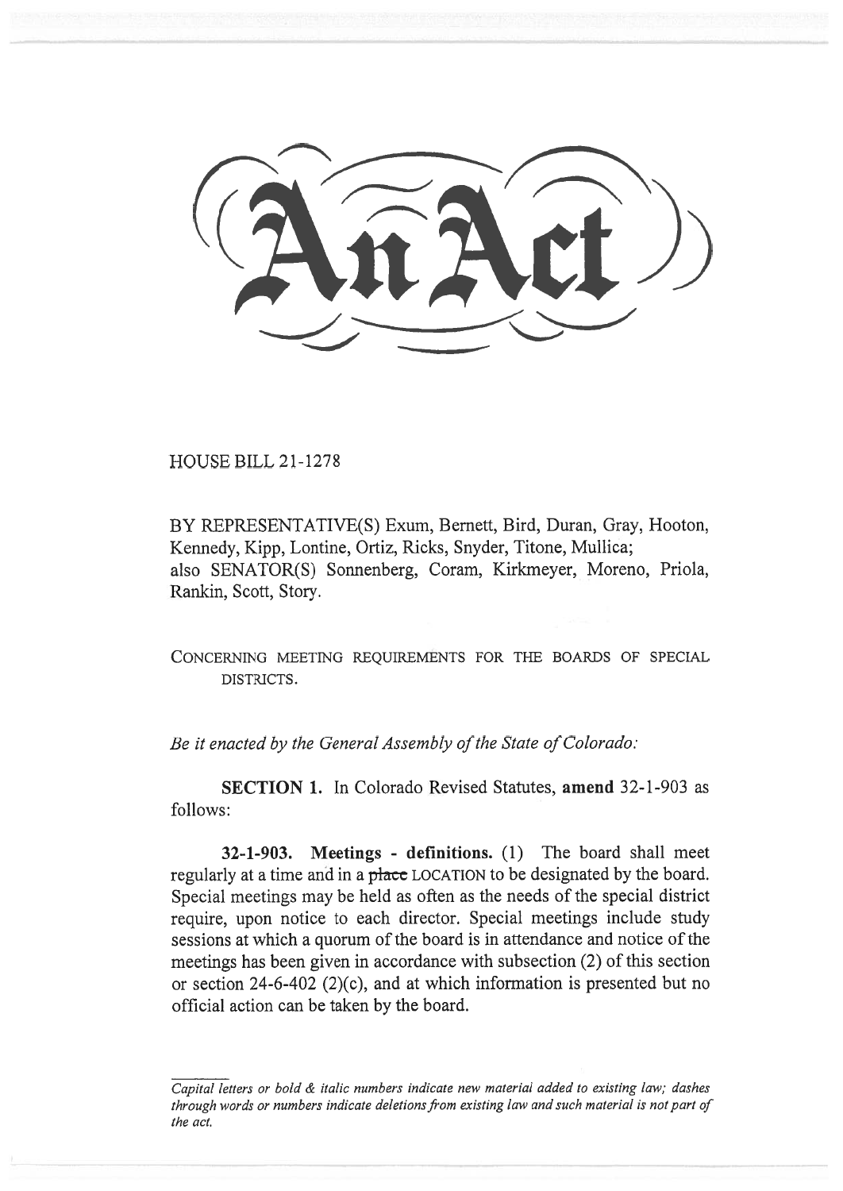# An Act

HOUSE BILL 21-1278

BY REPRESENTATIVE(S) Exum, Bernett, Bird, Duran, Gray, Hooton, Kennedy, Kipp, Lontine, Ortiz, Ricks, Snyder, Titone, Mullica; also SENATOR(S) Sonnenberg, Coram, Kirkmeyer, Moreno, Priola, Rankin, Scott, Story.

CONCERNING MEETING REQUIREMENTS FOR THE BOARDS OF SPECIAL DISTRICTS.

*Be it enacted by the General Assembly of the State of Colorado:*

**SECTION 1.** In Colorado Revised Statutes, **amend** 32-1-903 as follows:

**32-1-903. Meetings - definitions.** (1) The board shall meet regularly at a time and in a ~~place~~ LOCATION to be designated by the board. Special meetings may be held as often as the needs of the special district require, upon notice to each director. Special meetings include study sessions at which a quorum of the board is in attendance and notice of the meetings has been given in accordance with subsection (2) of this section or section 24-6-402 (2)(c), and at which information is presented but no official action can be taken by the board.

---

*Capital letters or bold & italic numbers indicate new material added to existing law; dashes through words or numbers indicate deletions from existing law and such material is not part of the act.*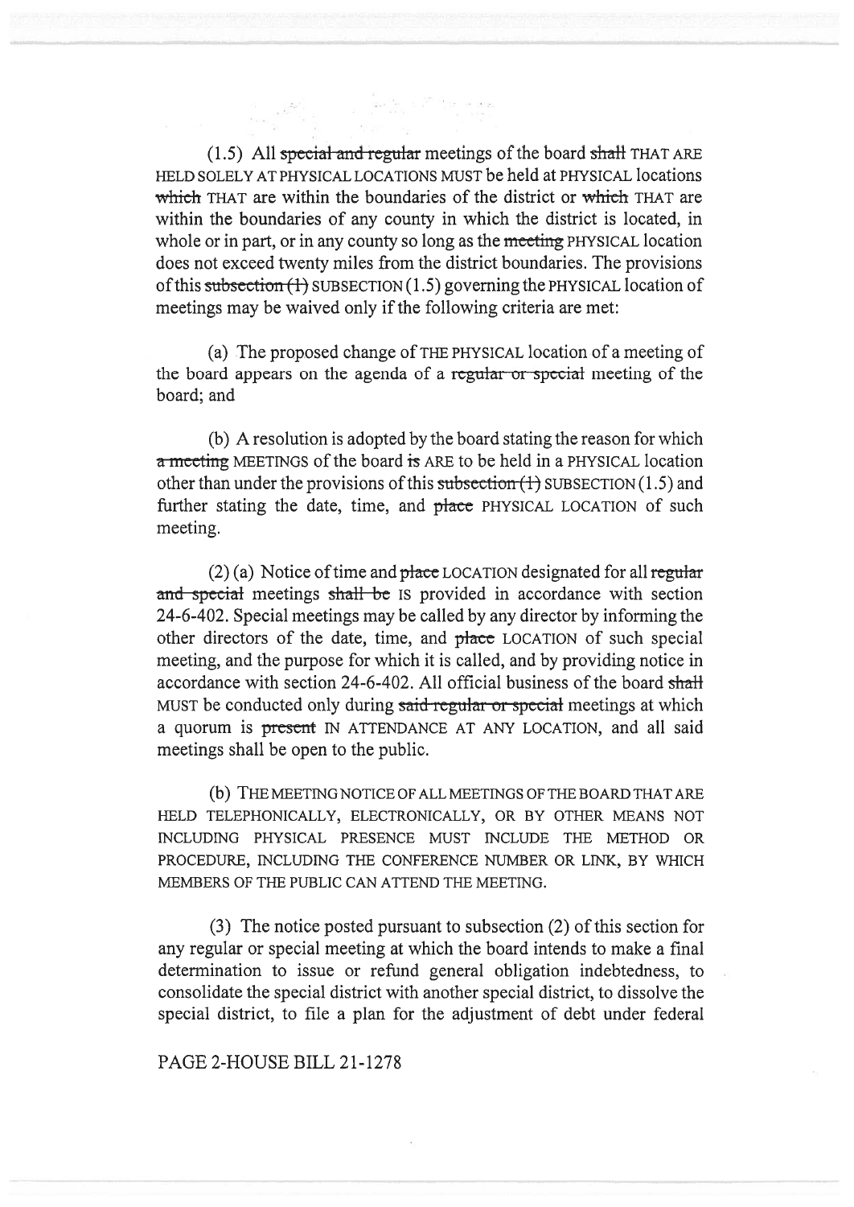(1.5) All ~~special and regular~~ meetings of the board ~~shall~~ THAT ARE HELD SOLELY AT PHYSICAL LOCATIONS MUST be held at PHYSICAL locations ~~which~~ THAT are within the boundaries of the district or ~~which~~ THAT are within the boundaries of any county in which the district is located, in whole or in part, or in any county so long as the ~~meeting~~ PHYSICAL location does not exceed twenty miles from the district boundaries. The provisions of this ~~subsection (1)~~ SUBSECTION (1.5) governing the PHYSICAL location of meetings may be waived only if the following criteria are met:

(a) The proposed change of THE PHYSICAL location of a meeting of the board appears on the agenda of a ~~regular or special~~ meeting of the board; and

(b) A resolution is adopted by the board stating the reason for which ~~a meeting~~ MEETINGS of the board ~~is~~ ARE to be held in a PHYSICAL location other than under the provisions of this ~~subsection (1)~~ SUBSECTION (1.5) and further stating the date, time, and ~~place~~ PHYSICAL LOCATION of such meeting.

(2) (a) Notice of time and ~~place~~ LOCATION designated for all ~~regular and special~~ meetings ~~shall be~~ IS provided in accordance with section 24-6-402. Special meetings may be called by any director by informing the other directors of the date, time, and ~~place~~ LOCATION of such special meeting, and the purpose for which it is called, and by providing notice in accordance with section 24-6-402. All official business of the board ~~shall~~ MUST be conducted only during ~~said regular or special~~ meetings at which a quorum is ~~present~~ IN ATTENDANCE AT ANY LOCATION, and all said meetings shall be open to the public.

(b) THE MEETING NOTICE OF ALL MEETINGS OF THE BOARD THAT ARE HELD TELEPHONICALLY, ELECTRONICALLY, OR BY OTHER MEANS NOT INCLUDING PHYSICAL PRESENCE MUST INCLUDE THE METHOD OR PROCEDURE, INCLUDING THE CONFERENCE NUMBER OR LINK, BY WHICH MEMBERS OF THE PUBLIC CAN ATTEND THE MEETING.

(3) The notice posted pursuant to subsection (2) of this section for any regular or special meeting at which the board intends to make a final determination to issue or refund general obligation indebtedness, to consolidate the special district with another special district, to dissolve the special district, to file a plan for the adjustment of debt under federal

PAGE 2-HOUSE BILL 21-1278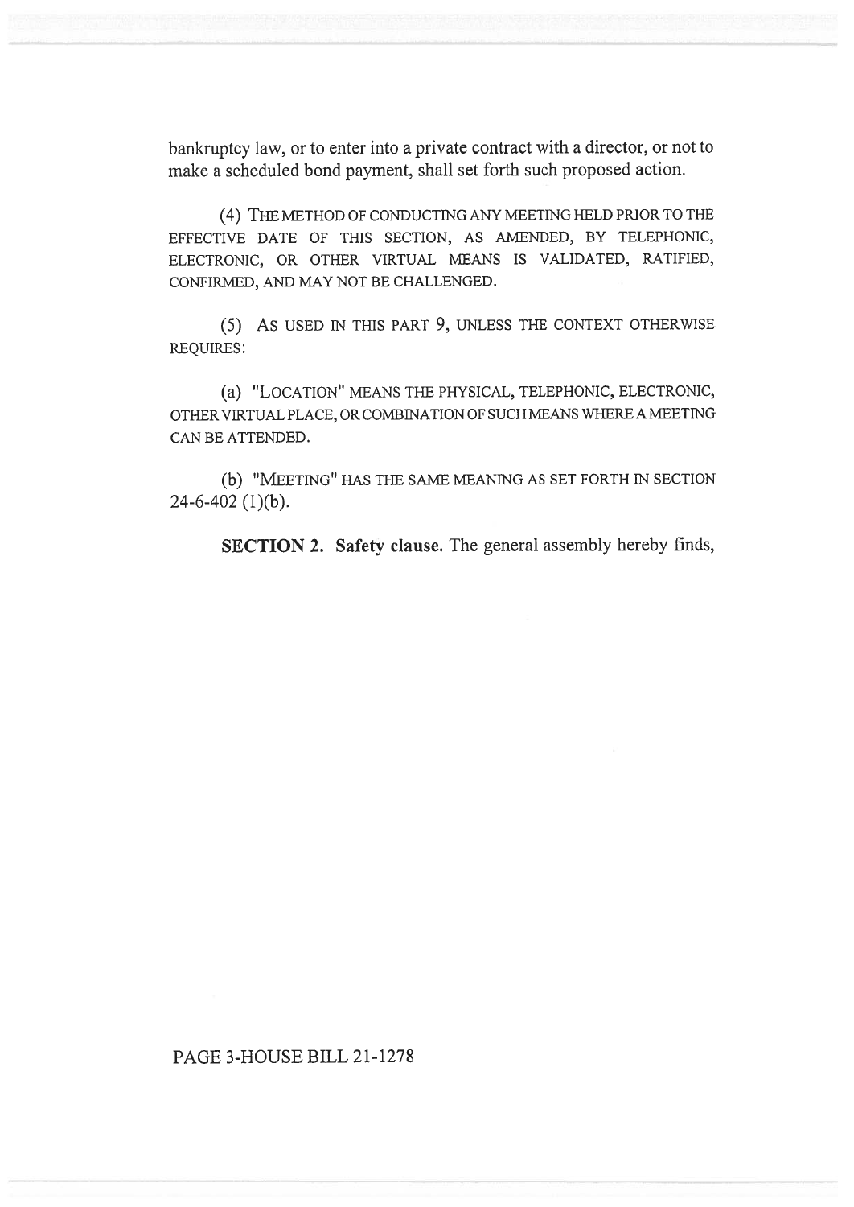bankruptcy law, or to enter into a private contract with a director, or not to make a scheduled bond payment, shall set forth such proposed action.

(4) THE METHOD OF CONDUCTING ANY MEETING HELD PRIOR TO THE EFFECTIVE DATE OF THIS SECTION, AS AMENDED, BY TELEPHONIC, ELECTRONIC, OR OTHER VIRTUAL MEANS IS VALIDATED, RATIFIED, CONFIRMED, AND MAY NOT BE CHALLENGED.

(5) AS USED IN THIS PART 9, UNLESS THE CONTEXT OTHERWISE REQUIRES:

(a) "LOCATION" MEANS THE PHYSICAL, TELEPHONIC, ELECTRONIC, OTHER VIRTUAL PLACE, OR COMBINATION OF SUCH MEANS WHERE A MEETING CAN BE ATTENDED.

(b) "MEETING" HAS THE SAME MEANING AS SET FORTH IN SECTION 24-6-402 (1)(b).

**SECTION 2. Safety clause.** The general assembly hereby finds,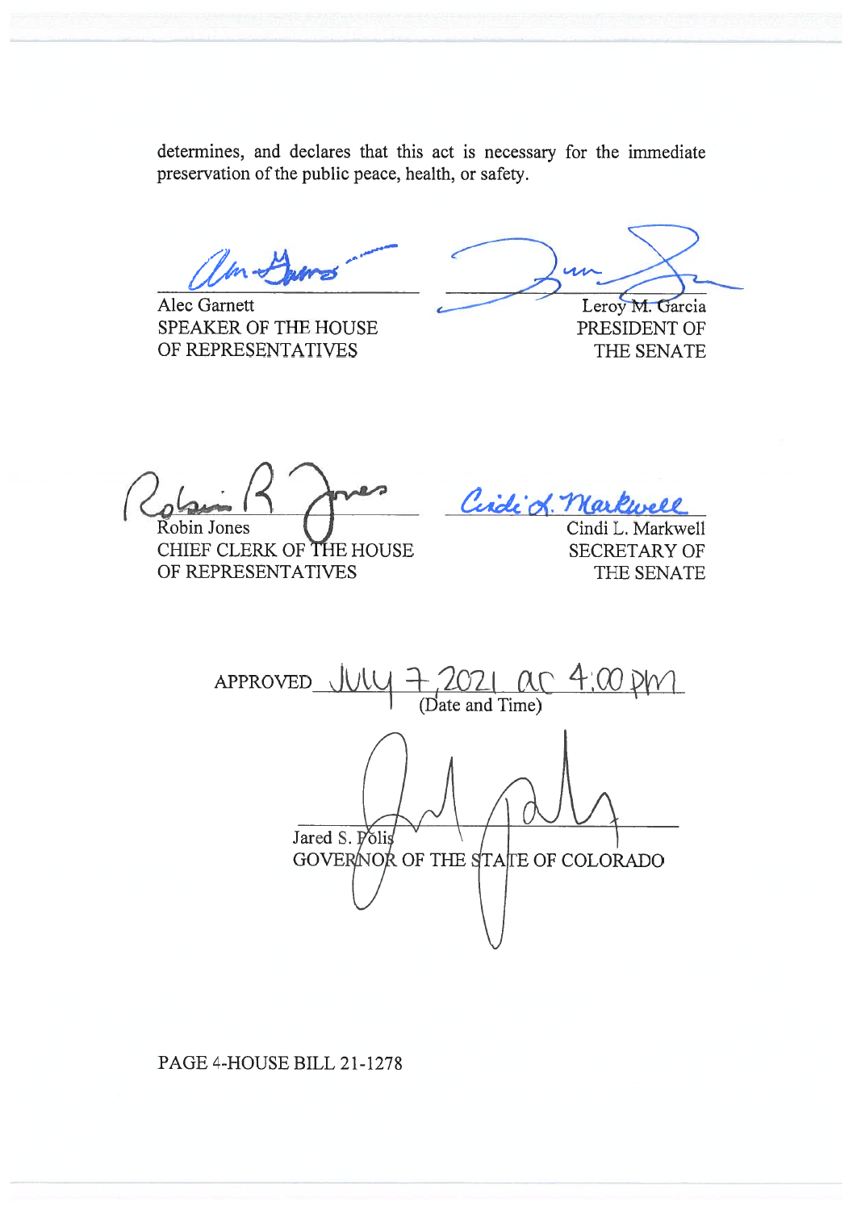determines, and declares that this act is necessary for the immediate preservation of the public peace, health, or safety.

Alec Garnett
SPEAKER OF THE HOUSE
OF REPRESENTATIVES

Leroy M. Garcia
PRESIDENT OF
THE SENATE

Robin Jones
CHIEF CLERK OF THE HOUSE
OF REPRESENTATIVES

Cindi L. Markwell
SECRETARY OF
THE SENATE

APPROVED July 7, 2021 at 4:00 pm
(Date and Time)

Jared S. Polis
GOVERNOR OF THE STATE OF COLORADO

PAGE 4-HOUSE BILL 21-1278